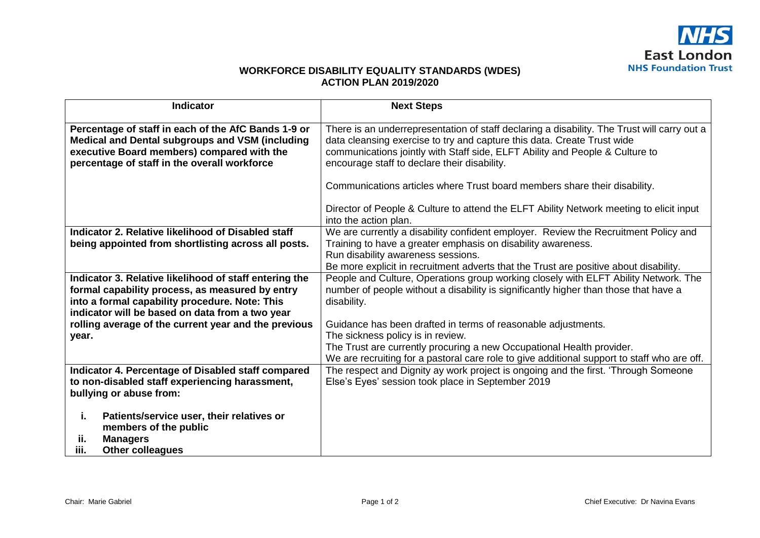**WORKFORCE DISABILITY EQUALITY STANDARDS (WDES)**
**ACTION PLAN 2019/2020**

| Indicator | Next Steps |
|---|---|
| **Percentage of staff in each of the AfC Bands 1-9 or Medical and Dental subgroups and VSM (including executive Board members) compared with the percentage of staff in the overall workforce** | There is an underrepresentation of staff declaring a disability. The Trust will carry out a data cleansing exercise to try and capture this data. Create Trust wide communications jointly with Staff side, ELFT Ability and People & Culture to encourage staff to declare their disability.<br><br>Communications articles where Trust board members share their disability.<br><br>Director of People & Culture to attend the ELFT Ability Network meeting to elicit input into the action plan. |
| **Indicator 2. Relative likelihood of Disabled staff being appointed from shortlisting across all posts.** | We are currently a disability confident employer. Review the Recruitment Policy and Training to have a greater emphasis on disability awareness.<br>Run disability awareness sessions.<br>Be more explicit in recruitment adverts that the Trust are positive about disability. |
| **Indicator 3. Relative likelihood of staff entering the formal capability process, as measured by entry into a formal capability procedure. Note: This indicator will be based on data from a two year rolling average of the current year and the previous year.** | People and Culture, Operations group working closely with ELFT Ability Network. The number of people without a disability is significantly higher than those that have a disability.<br><br>Guidance has been drafted in terms of reasonable adjustments.<br>The sickness policy is in review.<br>The Trust are currently procuring a new Occupational Health provider.<br>We are recruiting for a pastoral care role to give additional support to staff who are off. |
| **Indicator 4. Percentage of Disabled staff compared to non-disabled staff experiencing harassment, bullying or abuse from:**<br><br>**i. Patients/service user, their relatives or members of the public**<br>**ii. Managers**<br>**iii. Other colleagues** | The respect and Dignity ay work project is ongoing and the first. 'Through Someone Else's Eyes' session took place in September 2019 |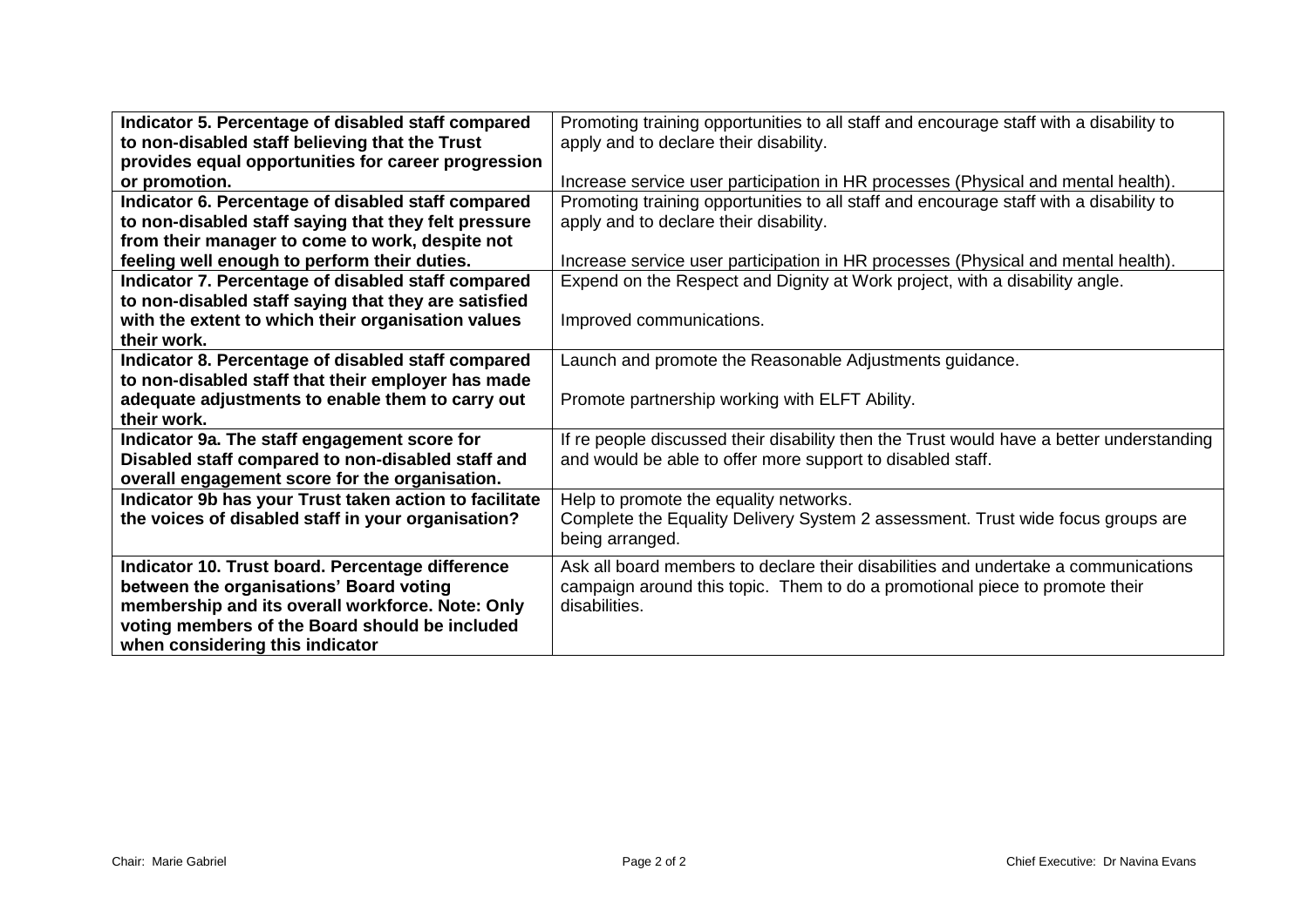| | |
|---|---|
| **Indicator 5. Percentage of disabled staff compared to non-disabled staff believing that the Trust provides equal opportunities for career progression or promotion.** | Promoting training opportunities to all staff and encourage staff with a disability to apply and to declare their disability.<br><br>Increase service user participation in HR processes (Physical and mental health). |
| **Indicator 6. Percentage of disabled staff compared to non-disabled staff saying that they felt pressure from their manager to come to work, despite not feeling well enough to perform their duties.** | Promoting training opportunities to all staff and encourage staff with a disability to apply and to declare their disability.<br><br>Increase service user participation in HR processes (Physical and mental health). |
| **Indicator 7. Percentage of disabled staff compared to non-disabled staff saying that they are satisfied with the extent to which their organisation values their work.** | Expend on the Respect and Dignity at Work project, with a disability angle.<br><br>Improved communications. |
| **Indicator 8. Percentage of disabled staff compared to non-disabled staff that their employer has made adequate adjustments to enable them to carry out their work.** | Launch and promote the Reasonable Adjustments guidance.<br><br>Promote partnership working with ELFT Ability. |
| **Indicator 9a. The staff engagement score for Disabled staff compared to non-disabled staff and overall engagement score for the organisation.** | If re people discussed their disability then the Trust would have a better understanding and would be able to offer more support to disabled staff. |
| **Indicator 9b has your Trust taken action to facilitate the voices of disabled staff in your organisation?** | Help to promote the equality networks.<br>Complete the Equality Delivery System 2 assessment. Trust wide focus groups are being arranged. |
| **Indicator 10. Trust board. Percentage difference between the organisations' Board voting membership and its overall workforce. Note: Only voting members of the Board should be included when considering this indicator** | Ask all board members to declare their disabilities and undertake a communications campaign around this topic. Them to do a promotional piece to promote their disabilities. |

Chair: Marie Gabriel

Chief Executive: Dr Navina Evans